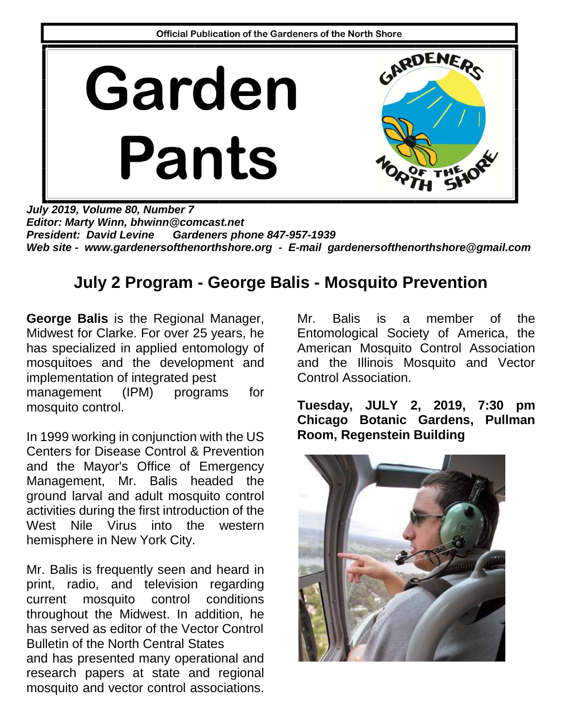Official Publication of the Gardeners of the North Shore

# Garden Pants

***July 2019, Volume 80, Number 7***
***Editor: Marty Winn, bhwinn@comcast.net***
***President: David Levine     Gardeners phone 847-957-1939***
***Web site - www.gardenersofthenorthshore.org - E-mail gardenersofthenorthshore@gmail.com***

## July 2 Program - George Balis - Mosquito Prevention

**George Balis** is the Regional Manager, Midwest for Clarke. For over 25 years, he has specialized in applied entomology of mosquitoes and the development and implementation of integrated pest management (IPM) programs for mosquito control.

In 1999 working in conjunction with the US Centers for Disease Control & Prevention and the Mayor's Office of Emergency Management, Mr. Balis headed the ground larval and adult mosquito control activities during the first introduction of the West Nile Virus into the western hemisphere in New York City.

Mr. Balis is frequently seen and heard in print, radio, and television regarding current mosquito control conditions throughout the Midwest. In addition, he has served as editor of the Vector Control Bulletin of the North Central States and has presented many operational and research papers at state and regional mosquito and vector control associations.

Mr. Balis is a member of the Entomological Society of America, the American Mosquito Control Association and the Illinois Mosquito and Vector Control Association.

**Tuesday, JULY 2, 2019, 7:30 pm Chicago Botanic Gardens, Pullman Room, Regenstein Building**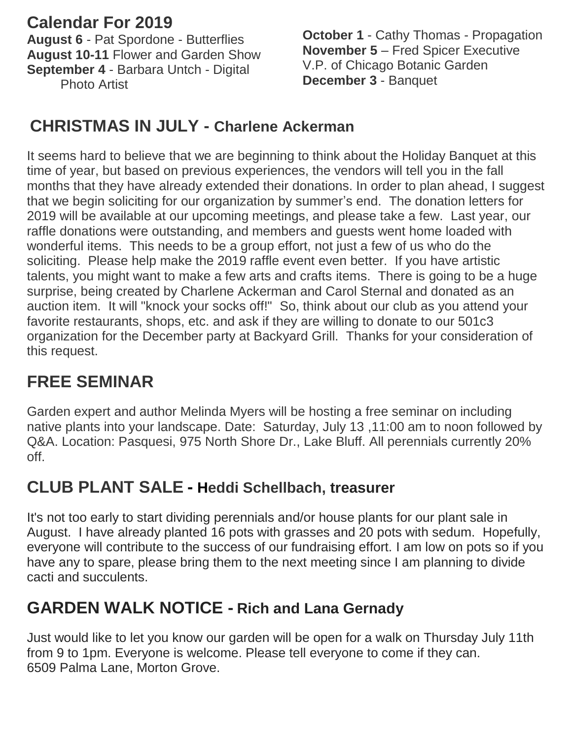## Calendar For 2019

**August 6** - Pat Spordone - Butterflies
**August 10-11** Flower and Garden Show
**September 4** - Barbara Untch - Digital Photo Artist
**October 1** - Cathy Thomas - Propagation
**November 5** – Fred Spicer Executive V.P. of Chicago Botanic Garden
**December 3** - Banquet

## CHRISTMAS IN JULY - Charlene Ackerman

It seems hard to believe that we are beginning to think about the Holiday Banquet at this time of year, but based on previous experiences, the vendors will tell you in the fall months that they have already extended their donations. In order to plan ahead, I suggest that we begin soliciting for our organization by summer's end. The donation letters for 2019 will be available at our upcoming meetings, and please take a few. Last year, our raffle donations were outstanding, and members and guests went home loaded with wonderful items. This needs to be a group effort, not just a few of us who do the soliciting. Please help make the 2019 raffle event even better. If you have artistic talents, you might want to make a few arts and crafts items. There is going to be a huge surprise, being created by Charlene Ackerman and Carol Sternal and donated as an auction item. It will "knock your socks off!" So, think about our club as you attend your favorite restaurants, shops, etc. and ask if they are willing to donate to our 501c3 organization for the December party at Backyard Grill. Thanks for your consideration of this request.

## FREE SEMINAR

Garden expert and author Melinda Myers will be hosting a free seminar on including native plants into your landscape. Date: Saturday, July 13 ,11:00 am to noon followed by Q&A. Location: Pasquesi, 975 North Shore Dr., Lake Bluff. All perennials currently 20% off.

## CLUB PLANT SALE - Heddi Schellbach, treasurer

It's not too early to start dividing perennials and/or house plants for our plant sale in August. I have already planted 16 pots with grasses and 20 pots with sedum. Hopefully, everyone will contribute to the success of our fundraising effort. I am low on pots so if you have any to spare, please bring them to the next meeting since I am planning to divide cacti and succulents.

## GARDEN WALK NOTICE - Rich and Lana Gernady

Just would like to let you know our garden will be open for a walk on Thursday July 11th from 9 to 1pm. Everyone is welcome. Please tell everyone to come if they can.
6509 Palma Lane, Morton Grove.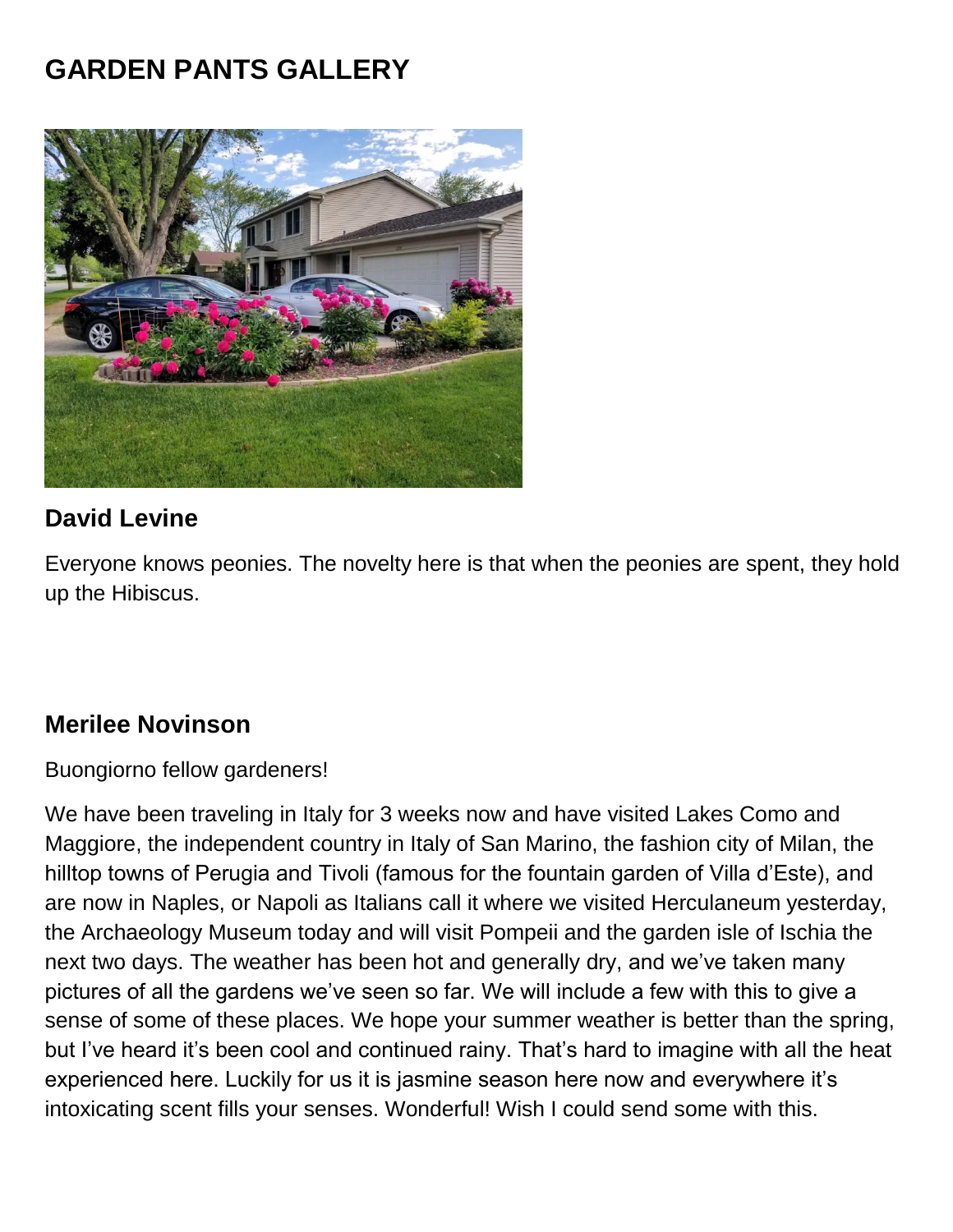# GARDEN PANTS GALLERY

## David Levine

Everyone knows peonies. The novelty here is that when the peonies are spent, they hold up the Hibiscus.

## Merilee Novinson

Buongiorno fellow gardeners!

We have been traveling in Italy for 3 weeks now and have visited Lakes Como and Maggiore, the independent country in Italy of San Marino, the fashion city of Milan, the hilltop towns of Perugia and Tivoli (famous for the fountain garden of Villa d'Este), and are now in Naples, or Napoli as Italians call it where we visited Herculaneum yesterday, the Archaeology Museum today and will visit Pompeii and the garden isle of Ischia the next two days. The weather has been hot and generally dry, and we've taken many pictures of all the gardens we've seen so far. We will include a few with this to give a sense of some of these places. We hope your summer weather is better than the spring, but I've heard it's been cool and continued rainy. That's hard to imagine with all the heat experienced here. Luckily for us it is jasmine season here now and everywhere it's intoxicating scent fills your senses. Wonderful! Wish I could send some with this.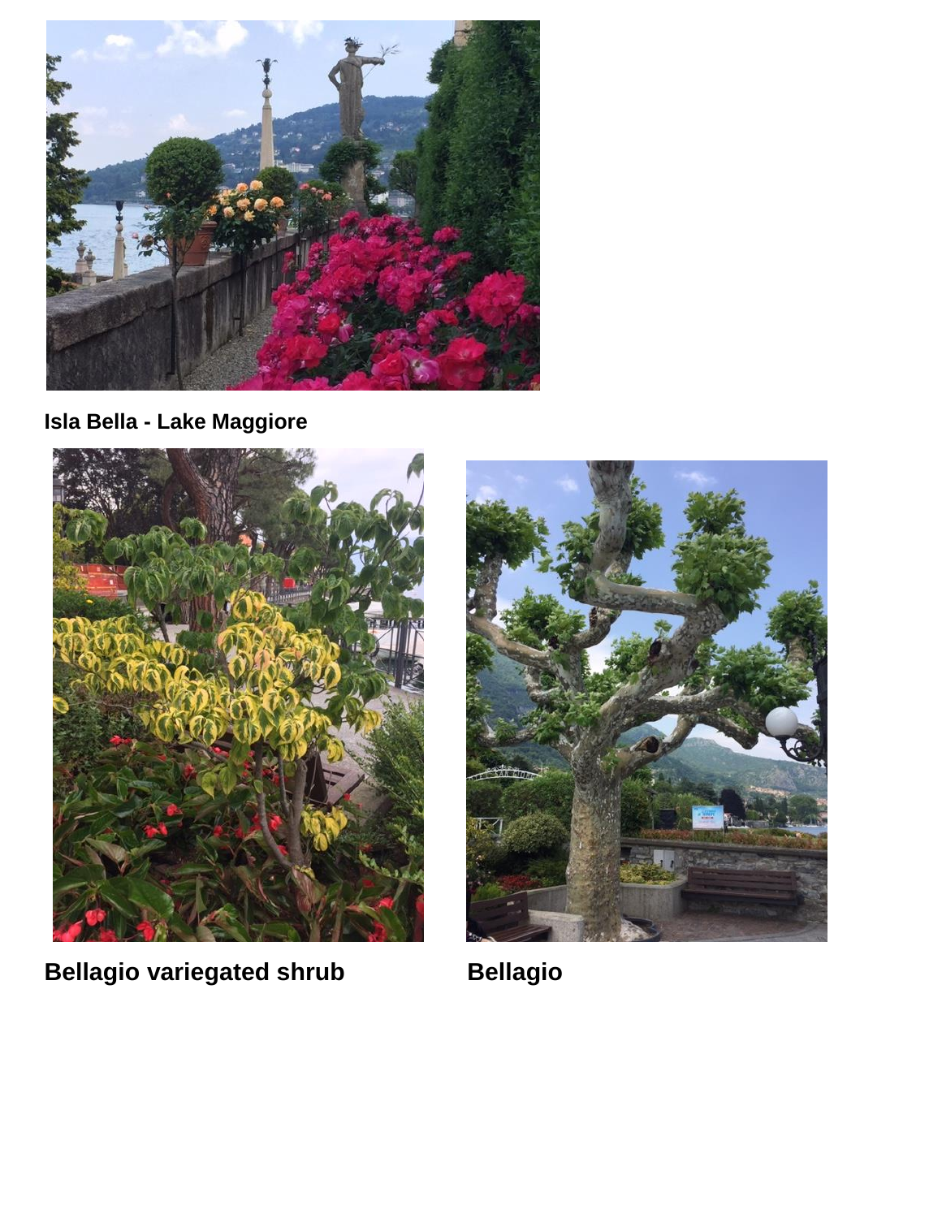**Isla Bella - Lake Maggiore**

**Bellagio variegated shrub**

**Bellagio**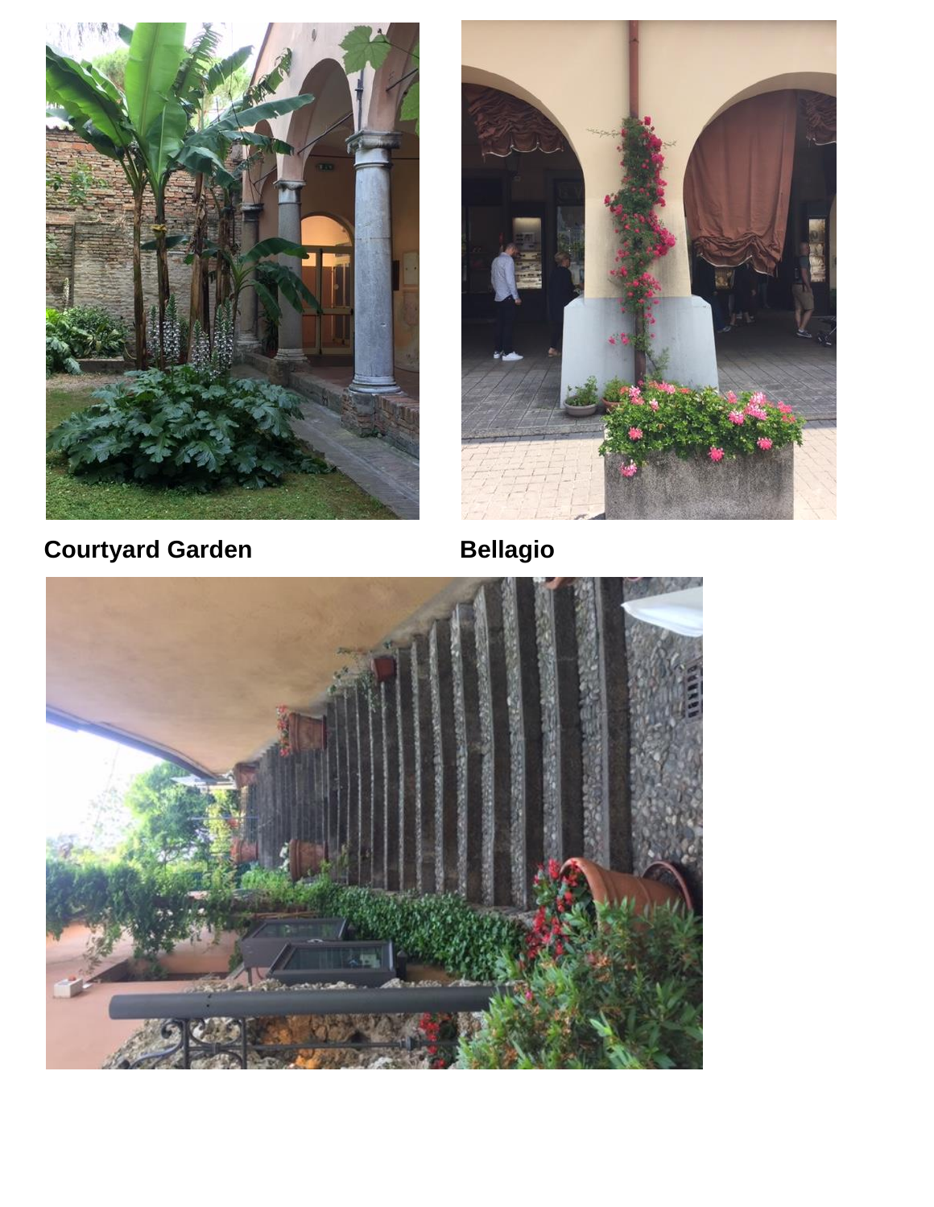Courtyard Garden

Bellagio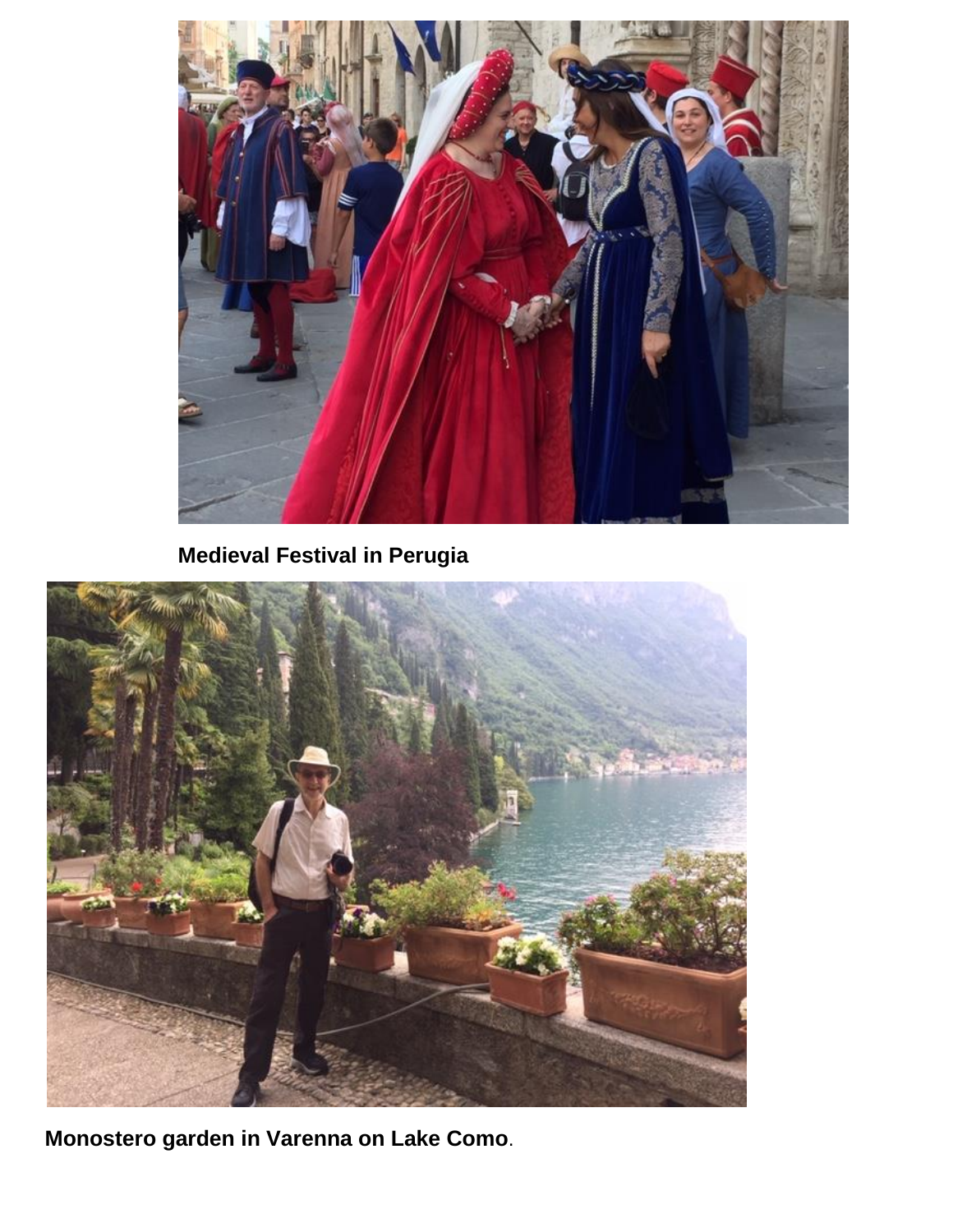**Medieval Festival in Perugia**

**Monostero garden in Varenna on Lake Como**.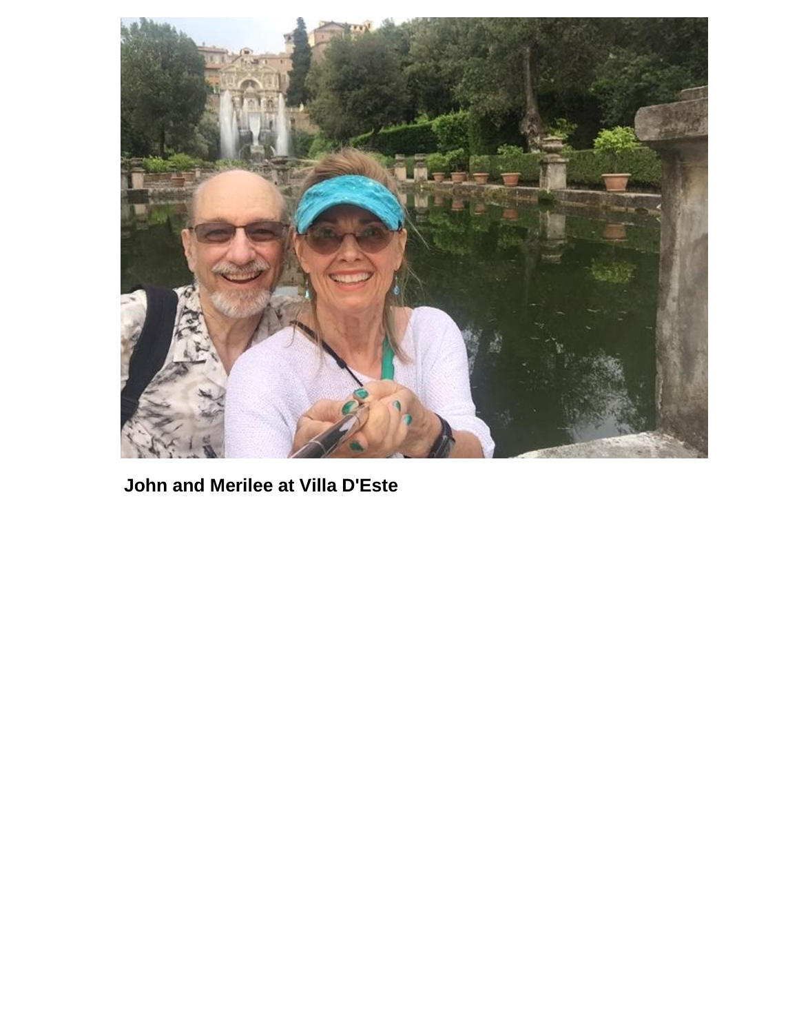**John and Merilee at Villa D'Este**